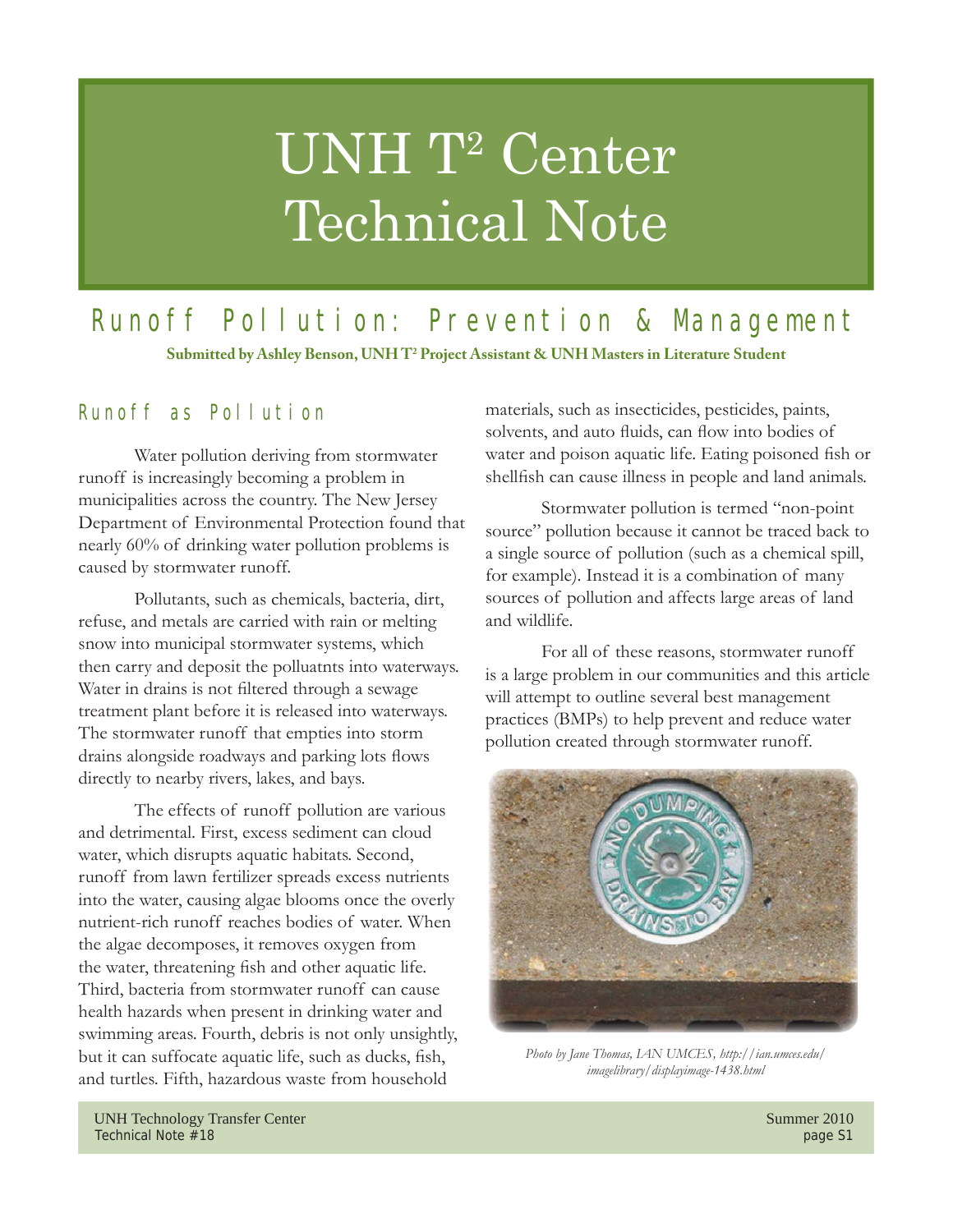# UNH T[2] Center Technical Note

## Runoff Pollution: Prevention & Management

**Submitted by Ashley Benson, UNH T[2] Project Assistant & UNH Masters in Literature Student**

### Runoff as Pollution

Water pollution deriving from stormwater runoff is increasingly becoming a problem in municipalities across the country. The New Jersey Department of Environmental Protection found that nearly 60% of drinking water pollution problems is caused by stormwater runoff.

Pollutants, such as chemicals, bacteria, dirt, refuse, and metals are carried with rain or melting snow into municipal stormwater systems, which then carry and deposit the polluatnts into waterways. Water in drains is not filtered through a sewage treatment plant before it is released into waterways. The stormwater runoff that empties into storm drains alongside roadways and parking lots flows directly to nearby rivers, lakes, and bays.

The effects of runoff pollution are various and detrimental. First, excess sediment can cloud water, which disrupts aquatic habitats. Second, runoff from lawn fertilizer spreads excess nutrients into the water, causing algae blooms once the overly nutrient-rich runoff reaches bodies of water. When the algae decomposes, it removes oxygen from the water, threatening fish and other aquatic life. Third, bacteria from stormwater runoff can cause health hazards when present in drinking water and swimming areas. Fourth, debris is not only unsightly, but it can suffocate aquatic life, such as ducks, fish, and turtles. Fifth, hazardous waste from household materials, such as insecticides, pesticides, paints, solvents, and auto fluids, can flow into bodies of water and poison aquatic life. Eating poisoned fish or shellfish can cause illness in people and land animals.

Stormwater pollution is termed "non-point source" pollution because it cannot be traced back to a single source of pollution (such as a chemical spill, for example). Instead it is a combination of many sources of pollution and affects large areas of land and wildlife.

For all of these reasons, stormwater runoff is a large problem in our communities and this article will attempt to outline several best management practices (BMPs) to help prevent and reduce water pollution created through stormwater runoff.

*Photo by Jane Thomas, IAN UMCES, http://ian.umces.edu/imagelibrary/displayimage-1438.html*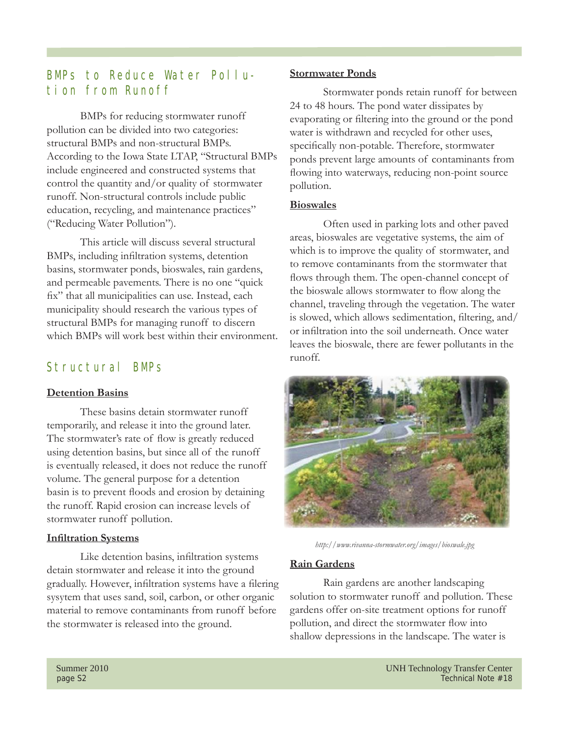## BMPs to Reduce Water Pollution from Runoff

BMPs for reducing stormwater runoff pollution can be divided into two categories: structural BMPs and non-structural BMPs. According to the Iowa State LTAP, "Structural BMPs include engineered and constructed systems that control the quantity and/or quality of stormwater runoff. Non-structural controls include public education, recycling, and maintenance practices" ("Reducing Water Pollution").

This article will discuss several structural BMPs, including infiltration systems, detention basins, stormwater ponds, bioswales, rain gardens, and permeable pavements. There is no one "quick fix" that all municipalities can use. Instead, each municipality should research the various types of structural BMPs for managing runoff to discern which BMPs will work best within their environment.

## Structural BMPs

**Detention Basins**

These basins detain stormwater runoff temporarily, and release it into the ground later. The stormwater's rate of flow is greatly reduced using detention basins, but since all of the runoff is eventually released, it does not reduce the runoff volume. The general purpose for a detention basin is to prevent floods and erosion by detaining the runoff. Rapid erosion can increase levels of stormwater runoff pollution.

**Infiltration Systems**

Like detention basins, infiltration systems detain stormwater and release it into the ground gradually. However, infiltration systems have a filering sysytem that uses sand, soil, carbon, or other organic material to remove contaminants from runoff before the stormwater is released into the ground.

**Stormwater Ponds**

Stormwater ponds retain runoff for between 24 to 48 hours. The pond water dissipates by evaporating or filtering into the ground or the pond water is withdrawn and recycled for other uses, specifically non-potable. Therefore, stormwater ponds prevent large amounts of contaminants from flowing into waterways, reducing non-point source pollution.

**Bioswales**

Often used in parking lots and other paved areas, bioswales are vegetative systems, the aim of which is to improve the quality of stormwater, and to remove contaminants from the stormwater that flows through them. The open-channel concept of the bioswale allows stormwater to flow along the channel, traveling through the vegetation. The water is slowed, which allows sedimentation, filtering, and/or infiltration into the soil underneath. Once water leaves the bioswale, there are fewer pollutants in the runoff.

*http://www.rivanna-stormwater.org/images/bioswale.jpg*

**Rain Gardens**

Rain gardens are another landscaping solution to stormwater runoff and pollution. These gardens offer on-site treatment options for runoff pollution, and direct the stormwater flow into shallow depressions in the landscape. The water is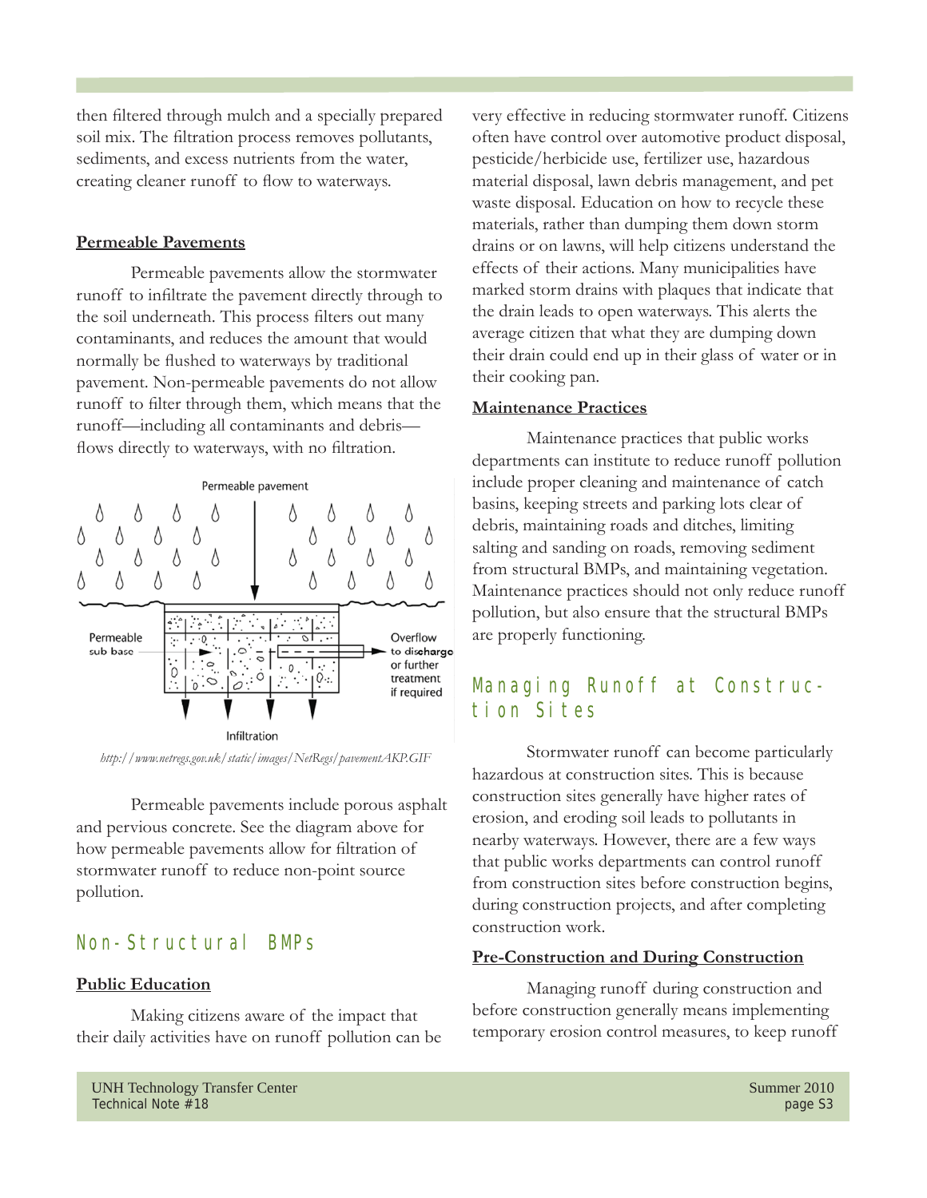then filtered through mulch and a specially prepared soil mix. The filtration process removes pollutants, sediments, and excess nutrients from the water, creating cleaner runoff to flow to waterways.

**Permeable Pavements**

Permeable pavements allow the stormwater runoff to infiltrate the pavement directly through to the soil underneath. This process filters out many contaminants, and reduces the amount that would normally be flushed to waterways by traditional pavement. Non-permeable pavements do not allow runoff to filter through them, which means that the runoff—including all contaminants and debris—flows directly to waterways, with no filtration.

Permeable pavement

Permeable sub base

Overflow to discharge or further treatment if required

Infiltration

*http://www.netregs.gov.uk/static/images/NetRegs/pavementAKP.GIF*

Permeable pavements include porous asphalt and pervious concrete. See the diagram above for how permeable pavements allow for filtration of stormwater runoff to reduce non-point source pollution.

## Non-Structural BMPs

**Public Education**

Making citizens aware of the impact that their daily activities have on runoff pollution can be very effective in reducing stormwater runoff. Citizens often have control over automotive product disposal, pesticide/herbicide use, fertilizer use, hazardous material disposal, lawn debris management, and pet waste disposal. Education on how to recycle these materials, rather than dumping them down storm drains or on lawns, will help citizens understand the effects of their actions. Many municipalities have marked storm drains with plaques that indicate that the drain leads to open waterways. This alerts the average citizen that what they are dumping down their drain could end up in their glass of water or in their cooking pan.

**Maintenance Practices**

Maintenance practices that public works departments can institute to reduce runoff pollution include proper cleaning and maintenance of catch basins, keeping streets and parking lots clear of debris, maintaining roads and ditches, limiting salting and sanding on roads, removing sediment from structural BMPs, and maintaining vegetation. Maintenance practices should not only reduce runoff pollution, but also ensure that the structural BMPs are properly functioning.

## Managing Runoff at Construction Sites

Stormwater runoff can become particularly hazardous at construction sites. This is because construction sites generally have higher rates of erosion, and eroding soil leads to pollutants in nearby waterways. However, there are a few ways that public works departments can control runoff from construction sites before construction begins, during construction projects, and after completing construction work.

**Pre-Construction and During Construction**

Managing runoff during construction and before construction generally means implementing temporary erosion control measures, to keep runoff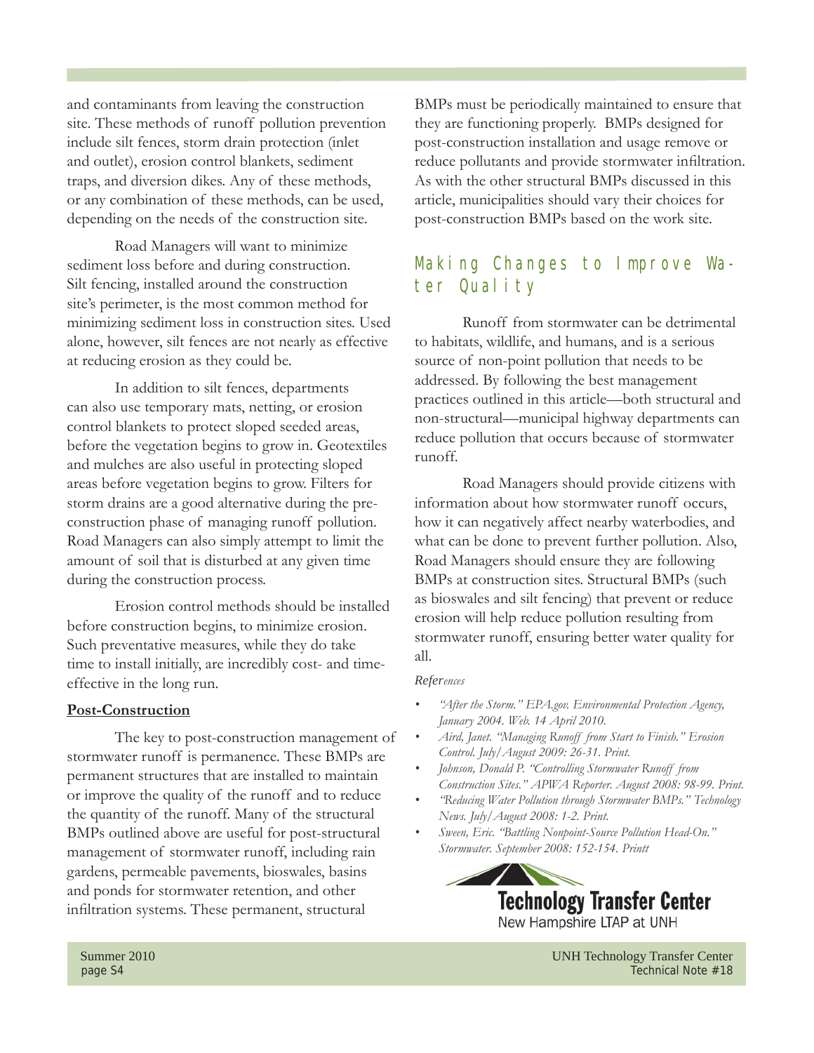and contaminants from leaving the construction site. These methods of runoff pollution prevention include silt fences, storm drain protection (inlet and outlet), erosion control blankets, sediment traps, and diversion dikes. Any of these methods, or any combination of these methods, can be used, depending on the needs of the construction site.

Road Managers will want to minimize sediment loss before and during construction. Silt fencing, installed around the construction site's perimeter, is the most common method for minimizing sediment loss in construction sites. Used alone, however, silt fences are not nearly as effective at reducing erosion as they could be.

In addition to silt fences, departments can also use temporary mats, netting, or erosion control blankets to protect sloped seeded areas, before the vegetation begins to grow in. Geotextiles and mulches are also useful in protecting sloped areas before vegetation begins to grow. Filters for storm drains are a good alternative during the pre-construction phase of managing runoff pollution. Road Managers can also simply attempt to limit the amount of soil that is disturbed at any given time during the construction process.

Erosion control methods should be installed before construction begins, to minimize erosion. Such preventative measures, while they do take time to install initially, are incredibly cost- and time-effective in the long run.

**Post-Construction**

The key to post-construction management of stormwater runoff is permanence. These BMPs are permanent structures that are installed to maintain or improve the quality of the runoff and to reduce the quantity of the runoff. Many of the structural BMPs outlined above are useful for post-structural management of stormwater runoff, including rain gardens, permeable pavements, bioswales, basins and ponds for stormwater retention, and other infiltration systems. These permanent, structural BMPs must be periodically maintained to ensure that they are functioning properly. BMPs designed for post-construction installation and usage remove or reduce pollutants and provide stormwater infiltration. As with the other structural BMPs discussed in this article, municipalities should vary their choices for post-construction BMPs based on the work site.

## Making Changes to Improve Water Quality

Runoff from stormwater can be detrimental to habitats, wildlife, and humans, and is a serious source of non-point pollution that needs to be addressed. By following the best management practices outlined in this article—both structural and non-structural—municipal highway departments can reduce pollution that occurs because of stormwater runoff.

Road Managers should provide citizens with information about how stormwater runoff occurs, how it can negatively affect nearby waterbodies, and what can be done to prevent further pollution. Also, Road Managers should ensure they are following BMPs at construction sites. Structural BMPs (such as bioswales and silt fencing) that prevent or reduce erosion will help reduce pollution resulting from stormwater runoff, ensuring better water quality for all.

*References*

- *"After the Storm." EPA.gov. Environmental Protection Agency, January 2004. Web. 14 April 2010.*
- *Aird, Janet. "Managing Runoff from Start to Finish." Erosion Control. July/August 2009: 26-31. Print.*
- *Johnson, Donald P. "Controlling Stormwater Runoff from Construction Sites." APWA Reporter. August 2008: 98-99. Print.*
- *"Reducing Water Pollution through Stormwater BMPs." Technology News. July/August 2008: 1-2. Print.*
- *Sween, Eric. "Battling Nonpoint-Source Pollution Head-On." Stormwater. September 2008: 152-154. Printt*

**Technology Transfer Center**
New Hampshire LTAP at UNH